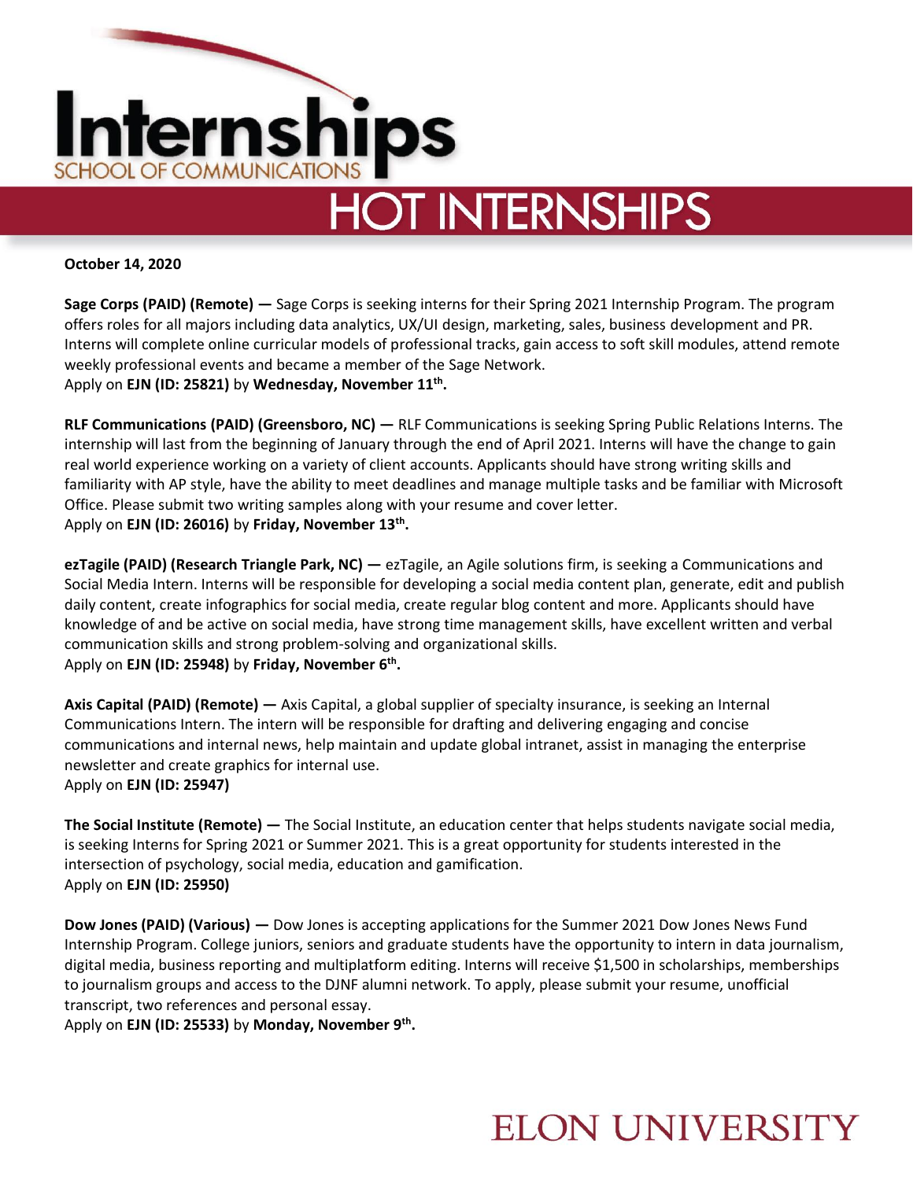# Internships
SCHOOL OF COMMUNICATIONS

## HOT INTERNSHIPS

**October 14, 2020**

**Sage Corps (PAID) (Remote) —** Sage Corps is seeking interns for their Spring 2021 Internship Program. The program offers roles for all majors including data analytics, UX/UI design, marketing, sales, business development and PR. Interns will complete online curricular models of professional tracks, gain access to soft skill modules, attend remote weekly professional events and became a member of the Sage Network.
Apply on **EJN (ID: 25821)** by **Wednesday, November 11th.**

**RLF Communications (PAID) (Greensboro, NC) —** RLF Communications is seeking Spring Public Relations Interns. The internship will last from the beginning of January through the end of April 2021. Interns will have the change to gain real world experience working on a variety of client accounts. Applicants should have strong writing skills and familiarity with AP style, have the ability to meet deadlines and manage multiple tasks and be familiar with Microsoft Office. Please submit two writing samples along with your resume and cover letter.
Apply on **EJN (ID: 26016)** by **Friday, November 13th.**

**ezTagile (PAID) (Research Triangle Park, NC) —** ezTagile, an Agile solutions firm, is seeking a Communications and Social Media Intern. Interns will be responsible for developing a social media content plan, generate, edit and publish daily content, create infographics for social media, create regular blog content and more. Applicants should have knowledge of and be active on social media, have strong time management skills, have excellent written and verbal communication skills and strong problem-solving and organizational skills.
Apply on **EJN (ID: 25948)** by **Friday, November 6th.**

**Axis Capital (PAID) (Remote) —** Axis Capital, a global supplier of specialty insurance, is seeking an Internal Communications Intern. The intern will be responsible for drafting and delivering engaging and concise communications and internal news, help maintain and update global intranet, assist in managing the enterprise newsletter and create graphics for internal use.
Apply on **EJN (ID: 25947)**

**The Social Institute (Remote) —** The Social Institute, an education center that helps students navigate social media, is seeking Interns for Spring 2021 or Summer 2021. This is a great opportunity for students interested in the intersection of psychology, social media, education and gamification.
Apply on **EJN (ID: 25950)**

**Dow Jones (PAID) (Various) —** Dow Jones is accepting applications for the Summer 2021 Dow Jones News Fund Internship Program. College juniors, seniors and graduate students have the opportunity to intern in data journalism, digital media, business reporting and multiplatform editing. Interns will receive $1,500 in scholarships, memberships to journalism groups and access to the DJNF alumni network. To apply, please submit your resume, unofficial transcript, two references and personal essay.
Apply on **EJN (ID: 25533)** by **Monday, November 9th.**

ELON UNIVERSITY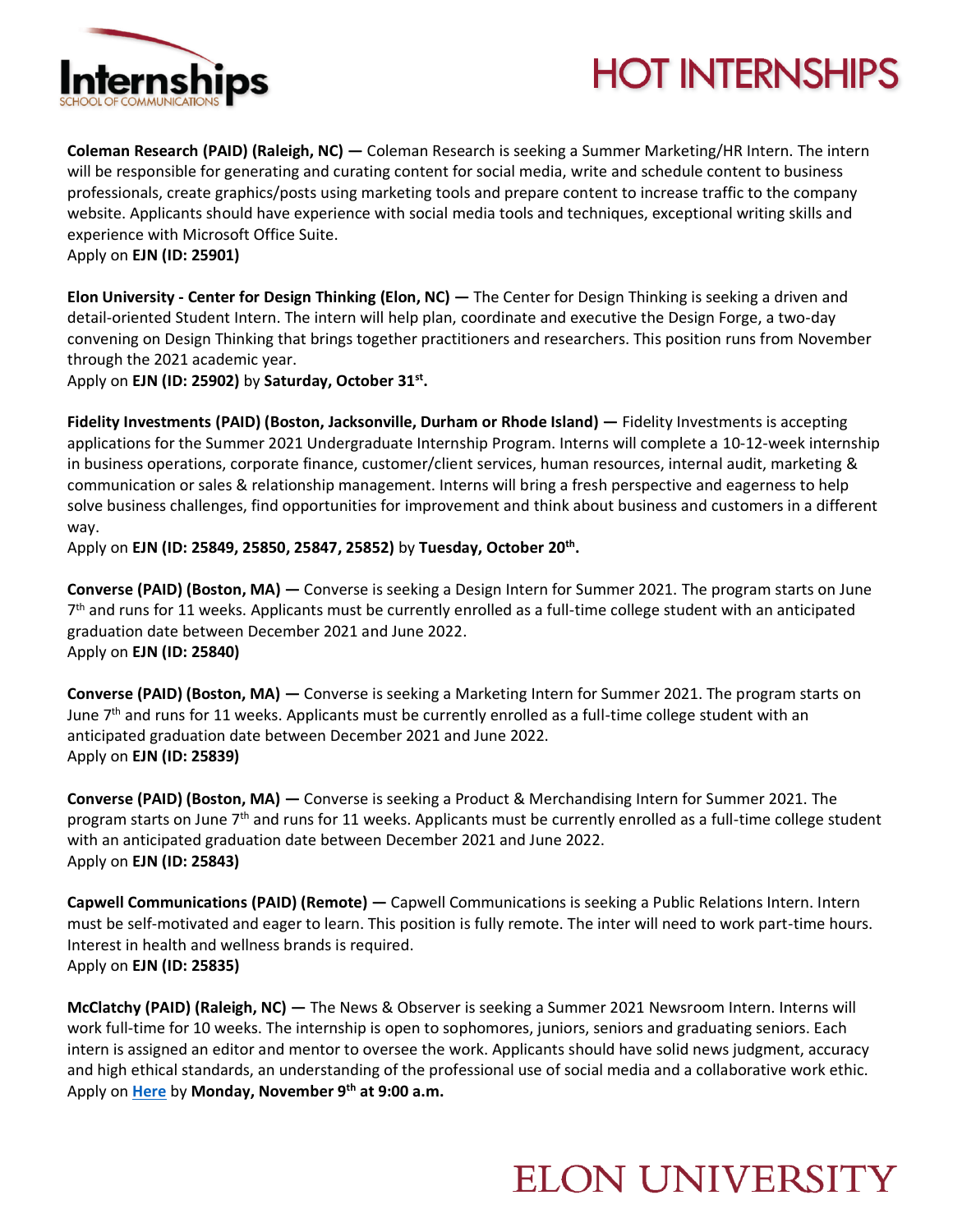**Coleman Research (PAID) (Raleigh, NC) —** Coleman Research is seeking a Summer Marketing/HR Intern. The intern will be responsible for generating and curating content for social media, write and schedule content to business professionals, create graphics/posts using marketing tools and prepare content to increase traffic to the company website. Applicants should have experience with social media tools and techniques, exceptional writing skills and experience with Microsoft Office Suite.
Apply on **EJN (ID: 25901)**

**Elon University - Center for Design Thinking (Elon, NC) —** The Center for Design Thinking is seeking a driven and detail-oriented Student Intern. The intern will help plan, coordinate and executive the Design Forge, a two-day convening on Design Thinking that brings together practitioners and researchers. This position runs from November through the 2021 academic year.
Apply on **EJN (ID: 25902)** by **Saturday, October 31st.**

**Fidelity Investments (PAID) (Boston, Jacksonville, Durham or Rhode Island) —** Fidelity Investments is accepting applications for the Summer 2021 Undergraduate Internship Program. Interns will complete a 10-12-week internship in business operations, corporate finance, customer/client services, human resources, internal audit, marketing & communication or sales & relationship management. Interns will bring a fresh perspective and eagerness to help solve business challenges, find opportunities for improvement and think about business and customers in a different way.
Apply on **EJN (ID: 25849, 25850, 25847, 25852)** by **Tuesday, October 20th.**

**Converse (PAID) (Boston, MA) —** Converse is seeking a Design Intern for Summer 2021. The program starts on June 7th and runs for 11 weeks. Applicants must be currently enrolled as a full-time college student with an anticipated graduation date between December 2021 and June 2022.
Apply on **EJN (ID: 25840)**

**Converse (PAID) (Boston, MA) —** Converse is seeking a Marketing Intern for Summer 2021. The program starts on June 7th and runs for 11 weeks. Applicants must be currently enrolled as a full-time college student with an anticipated graduation date between December 2021 and June 2022.
Apply on **EJN (ID: 25839)**

**Converse (PAID) (Boston, MA) —** Converse is seeking a Product & Merchandising Intern for Summer 2021. The program starts on June 7th and runs for 11 weeks. Applicants must be currently enrolled as a full-time college student with an anticipated graduation date between December 2021 and June 2022.
Apply on **EJN (ID: 25843)**

**Capwell Communications (PAID) (Remote) —** Capwell Communications is seeking a Public Relations Intern. Intern must be self-motivated and eager to learn. This position is fully remote. The inter will need to work part-time hours. Interest in health and wellness brands is required.
Apply on **EJN (ID: 25835)**

**McClatchy (PAID) (Raleigh, NC) —** The News & Observer is seeking a Summer 2021 Newsroom Intern. Interns will work full-time for 10 weeks. The internship is open to sophomores, juniors, seniors and graduating seniors. Each intern is assigned an editor and mentor to oversee the work. Applicants should have solid news judgment, accuracy and high ethical standards, an understanding of the professional use of social media and a collaborative work ethic.
Apply on **Here** by **Monday, November 9th at 9:00 a.m.**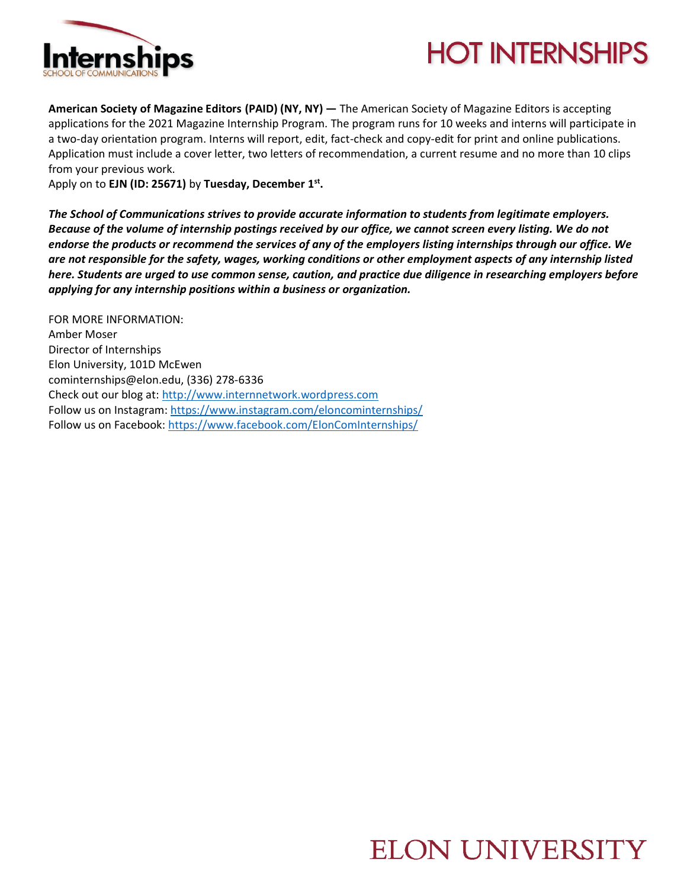**American Society of Magazine Editors (PAID) (NY, NY) —** The American Society of Magazine Editors is accepting applications for the 2021 Magazine Internship Program. The program runs for 10 weeks and interns will participate in a two-day orientation program. Interns will report, edit, fact-check and copy-edit for print and online publications. Application must include a cover letter, two letters of recommendation, a current resume and no more than 10 clips from your previous work.
Apply on to **EJN (ID: 25671)** by **Tuesday, December 1st.**

***The School of Communications strives to provide accurate information to students from legitimate employers. Because of the volume of internship postings received by our office, we cannot screen every listing. We do not endorse the products or recommend the services of any of the employers listing internships through our office. We are not responsible for the safety, wages, working conditions or other employment aspects of any internship listed here. Students are urged to use common sense, caution, and practice due diligence in researching employers before applying for any internship positions within a business or organization.***

FOR MORE INFORMATION:
Amber Moser
Director of Internships
Elon University, 101D McEwen
cominternships@elon.edu, (336) 278-6336
Check out our blog at: http://www.internnetwork.wordpress.com
Follow us on Instagram: https://www.instagram.com/eloncominternships/
Follow us on Facebook: https://www.facebook.com/ElonComInternships/